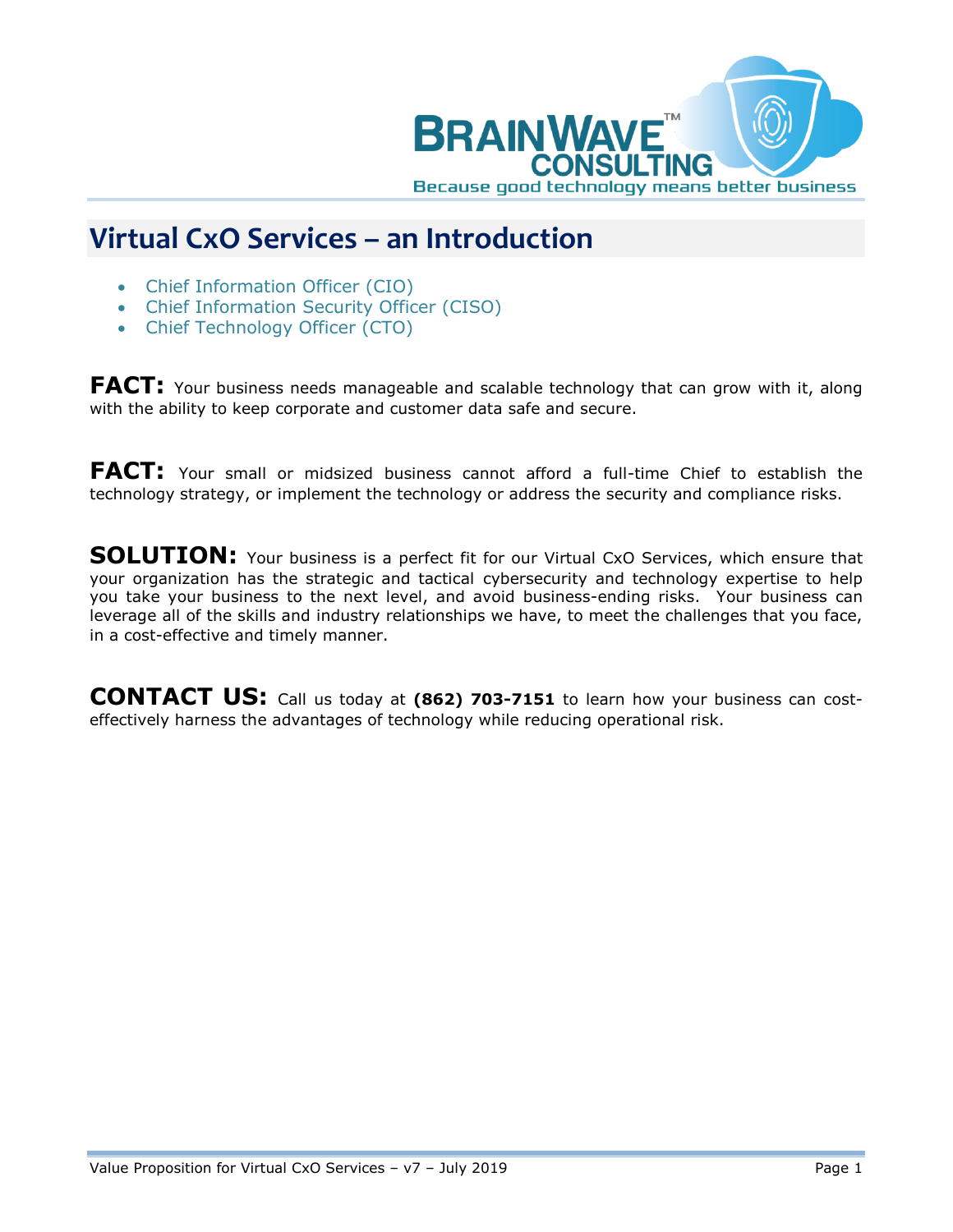# Virtual CxO Services – an Introduction

- Chief Information Officer (CIO)
- Chief Information Security Officer (CISO)
- Chief Technology Officer (CTO)

**FACT:** Your business needs manageable and scalable technology that can grow with it, along with the ability to keep corporate and customer data safe and secure.

**FACT:** Your small or midsized business cannot afford a full-time Chief to establish the technology strategy, or implement the technology or address the security and compliance risks.

**SOLUTION:** Your business is a perfect fit for our Virtual CxO Services, which ensure that your organization has the strategic and tactical cybersecurity and technology expertise to help you take your business to the next level, and avoid business-ending risks. Your business can leverage all of the skills and industry relationships we have, to meet the challenges that you face, in a cost-effective and timely manner.

**CONTACT US:** Call us today at **(862) 703-7151** to learn how your business can cost-effectively harness the advantages of technology while reducing operational risk.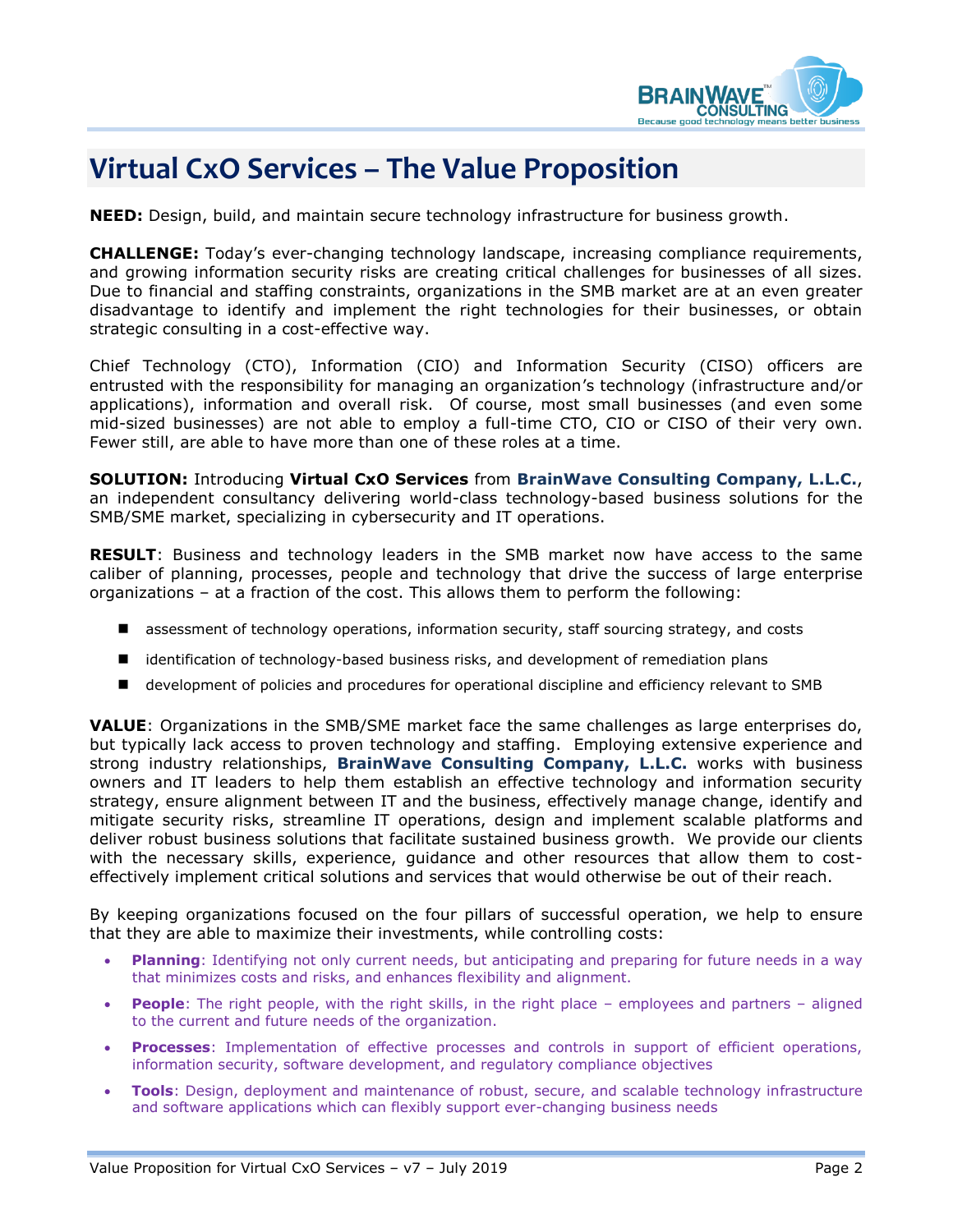# Virtual CxO Services – The Value Proposition

**NEED:** Design, build, and maintain secure technology infrastructure for business growth.

**CHALLENGE:** Today's ever-changing technology landscape, increasing compliance requirements, and growing information security risks are creating critical challenges for businesses of all sizes. Due to financial and staffing constraints, organizations in the SMB market are at an even greater disadvantage to identify and implement the right technologies for their businesses, or obtain strategic consulting in a cost-effective way.

Chief Technology (CTO), Information (CIO) and Information Security (CISO) officers are entrusted with the responsibility for managing an organization's technology (infrastructure and/or applications), information and overall risk. Of course, most small businesses (and even some mid-sized businesses) are not able to employ a full-time CTO, CIO or CISO of their very own. Fewer still, are able to have more than one of these roles at a time.

**SOLUTION:** Introducing **Virtual CxO Services** from **BrainWave Consulting Company, L.L.C.**, an independent consultancy delivering world-class technology-based business solutions for the SMB/SME market, specializing in cybersecurity and IT operations.

**RESULT**: Business and technology leaders in the SMB market now have access to the same caliber of planning, processes, people and technology that drive the success of large enterprise organizations – at a fraction of the cost. This allows them to perform the following:

- assessment of technology operations, information security, staff sourcing strategy, and costs
- identification of technology-based business risks, and development of remediation plans
- development of policies and procedures for operational discipline and efficiency relevant to SMB

**VALUE**: Organizations in the SMB/SME market face the same challenges as large enterprises do, but typically lack access to proven technology and staffing. Employing extensive experience and strong industry relationships, **BrainWave Consulting Company, L.L.C.** works with business owners and IT leaders to help them establish an effective technology and information security strategy, ensure alignment between IT and the business, effectively manage change, identify and mitigate security risks, streamline IT operations, design and implement scalable platforms and deliver robust business solutions that facilitate sustained business growth. We provide our clients with the necessary skills, experience, guidance and other resources that allow them to cost-effectively implement critical solutions and services that would otherwise be out of their reach.

By keeping organizations focused on the four pillars of successful operation, we help to ensure that they are able to maximize their investments, while controlling costs:

- **Planning**: Identifying not only current needs, but anticipating and preparing for future needs in a way that minimizes costs and risks, and enhances flexibility and alignment.
- **People**: The right people, with the right skills, in the right place – employees and partners – aligned to the current and future needs of the organization.
- **Processes**: Implementation of effective processes and controls in support of efficient operations, information security, software development, and regulatory compliance objectives
- **Tools**: Design, deployment and maintenance of robust, secure, and scalable technology infrastructure and software applications which can flexibly support ever-changing business needs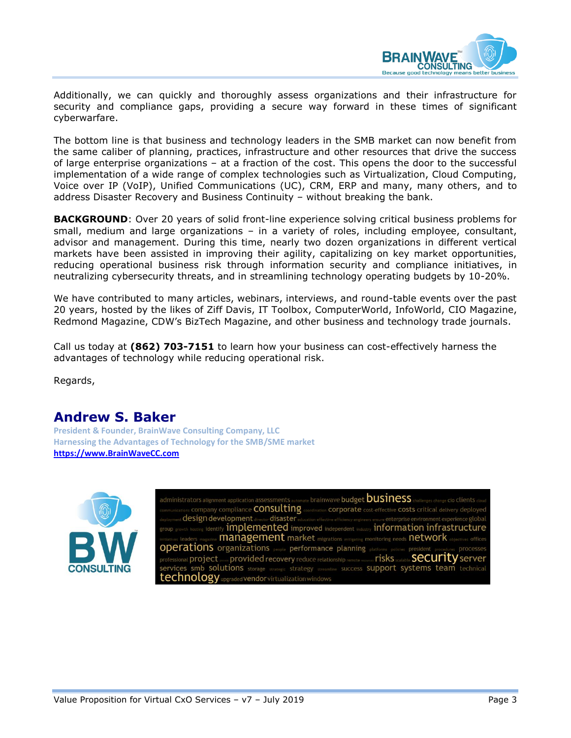Additionally, we can quickly and thoroughly assess organizations and their infrastructure for security and compliance gaps, providing a secure way forward in these times of significant cyberwarfare.

The bottom line is that business and technology leaders in the SMB market can now benefit from the same caliber of planning, practices, infrastructure and other resources that drive the success of large enterprise organizations – at a fraction of the cost. This opens the door to the successful implementation of a wide range of complex technologies such as Virtualization, Cloud Computing, Voice over IP (VoIP), Unified Communications (UC), CRM, ERP and many, many others, and to address Disaster Recovery and Business Continuity – without breaking the bank.

**BACKGROUND**: Over 20 years of solid front-line experience solving critical business problems for small, medium and large organizations – in a variety of roles, including employee, consultant, advisor and management. During this time, nearly two dozen organizations in different vertical markets have been assisted in improving their agility, capitalizing on key market opportunities, reducing operational business risk through information security and compliance initiatives, in neutralizing cybersecurity threats, and in streamlining technology operating budgets by 10-20%.

We have contributed to many articles, webinars, interviews, and round-table events over the past 20 years, hosted by the likes of Ziff Davis, IT Toolbox, ComputerWorld, InfoWorld, CIO Magazine, Redmond Magazine, CDW's BizTech Magazine, and other business and technology trade journals.

Call us today at **(862) 703-7151** to learn how your business can cost-effectively harness the advantages of technology while reducing operational risk.

Regards,

## Andrew S. Baker

**President & Founder, BrainWave Consulting Company, LLC**
**Harnessing the Advantages of Technology for the SMB/SME market**
**https://www.BrainWaveCC.com**